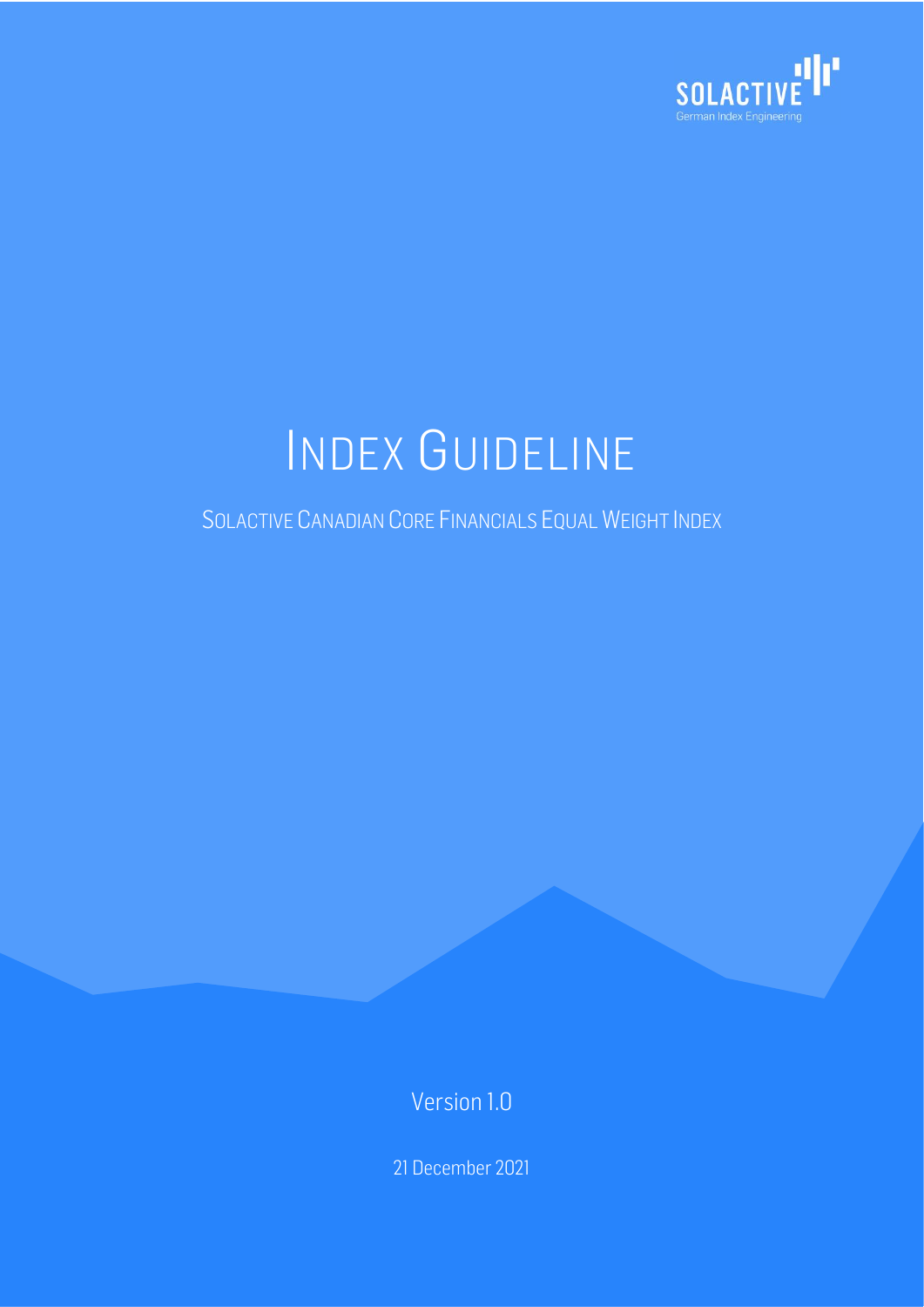SOLACTIVE

German Index Engineering

# INDEX GUIDELINE

## SOLACTIVE CANADIAN CORE FINANCIALS EQUAL WEIGHT INDEX

Version 1.0

21 December 2021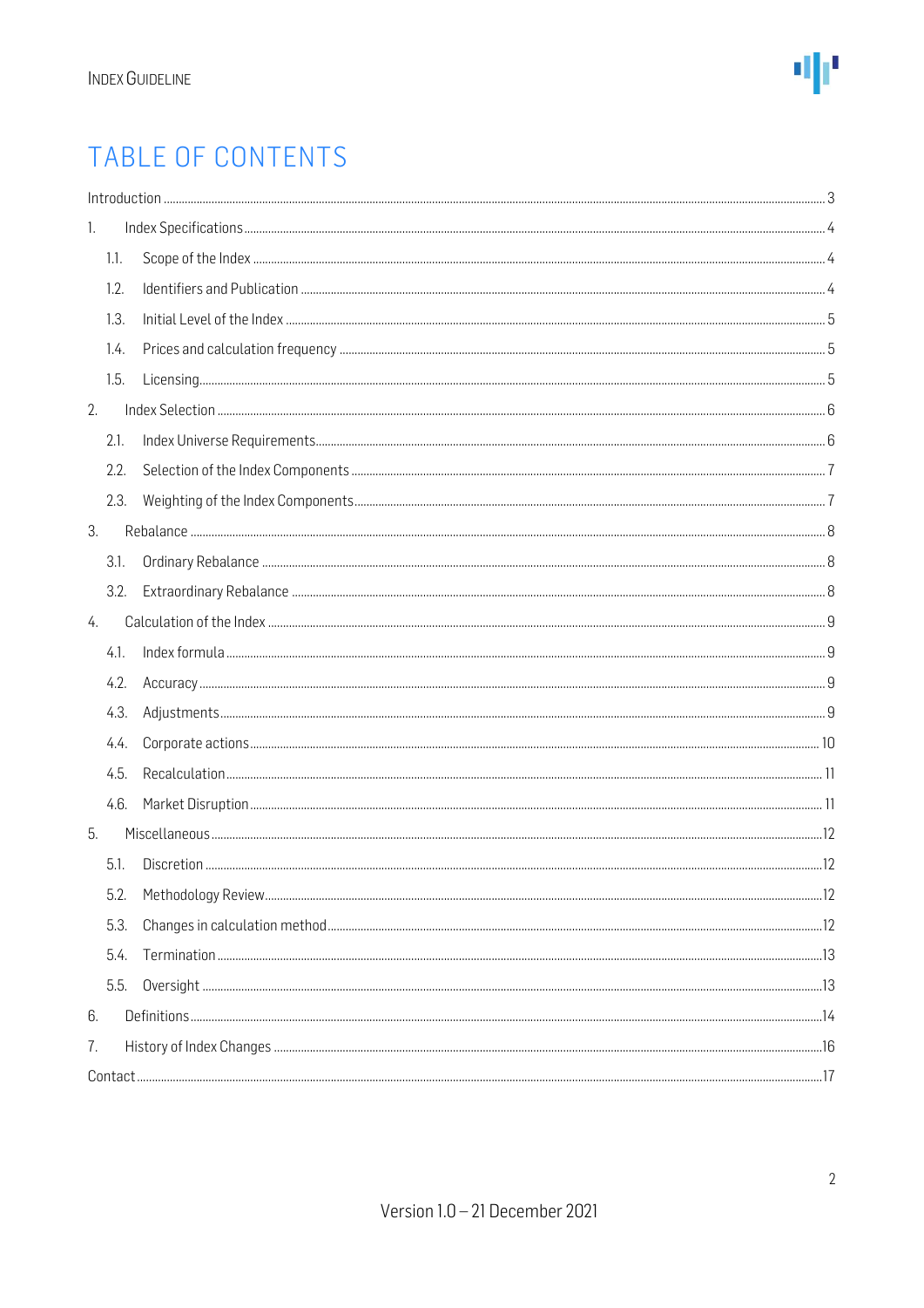# TABLE OF CONTENTS

Introduction ..... 3

1. Index Specifications ..... 4
   - 1.1. Scope of the Index ..... 4
   - 1.2. Identifiers and Publication ..... 4
   - 1.3. Initial Level of the Index ..... 5
   - 1.4. Prices and calculation frequency ..... 5
   - 1.5. Licensing ..... 5
2. Index Selection ..... 6
   - 2.1. Index Universe Requirements ..... 6
   - 2.2. Selection of the Index Components ..... 7
   - 2.3. Weighting of the Index Components ..... 7
3. Rebalance ..... 8
   - 3.1. Ordinary Rebalance ..... 8
   - 3.2. Extraordinary Rebalance ..... 8
4. Calculation of the Index ..... 9
   - 4.1. Index formula ..... 9
   - 4.2. Accuracy ..... 9
   - 4.3. Adjustments ..... 9
   - 4.4. Corporate actions ..... 10
   - 4.5. Recalculation ..... 11
   - 4.6. Market Disruption ..... 11
5. Miscellaneous ..... 12
   - 5.1. Discretion ..... 12
   - 5.2. Methodology Review ..... 12
   - 5.3. Changes in calculation method ..... 12
   - 5.4. Termination ..... 13
   - 5.5. Oversight ..... 13
6. Definitions ..... 14
7. History of Index Changes ..... 16

Contact ..... 17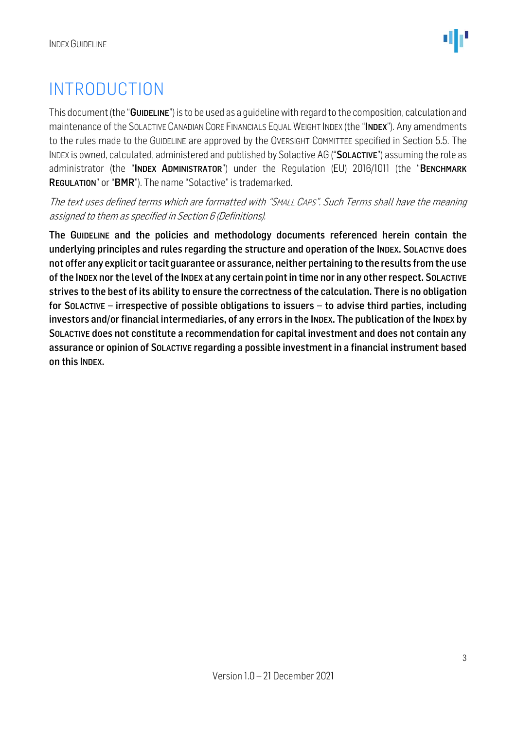# INTRODUCTION

This document (the "**GUIDELINE**") is to be used as a guideline with regard to the composition, calculation and maintenance of the SOLACTIVE CANADIAN CORE FINANCIALS EQUAL WEIGHT INDEX (the "**INDEX**"). Any amendments to the rules made to the GUIDELINE are approved by the OVERSIGHT COMMITTEE specified in Section 5.5. The INDEX is owned, calculated, administered and published by Solactive AG ("**SOLACTIVE**") assuming the role as administrator (the "**INDEX ADMINISTRATOR**") under the Regulation (EU) 2016/1011 (the "**BENCHMARK REGULATION**" or "**BMR**"). The name "Solactive" is trademarked.

*The text uses defined terms which are formatted with "SMALL CAPS". Such Terms shall have the meaning assigned to them as specified in Section 6 (Definitions).*

**The GUIDELINE and the policies and methodology documents referenced herein contain the underlying principles and rules regarding the structure and operation of the INDEX. SOLACTIVE does not offer any explicit or tacit guarantee or assurance, neither pertaining to the results from the use of the INDEX nor the level of the INDEX at any certain point in time nor in any other respect. SOLACTIVE strives to the best of its ability to ensure the correctness of the calculation. There is no obligation for SOLACTIVE – irrespective of possible obligations to issuers – to advise third parties, including investors and/or financial intermediaries, of any errors in the INDEX. The publication of the INDEX by SOLACTIVE does not constitute a recommendation for capital investment and does not contain any assurance or opinion of SOLACTIVE regarding a possible investment in a financial instrument based on this INDEX.**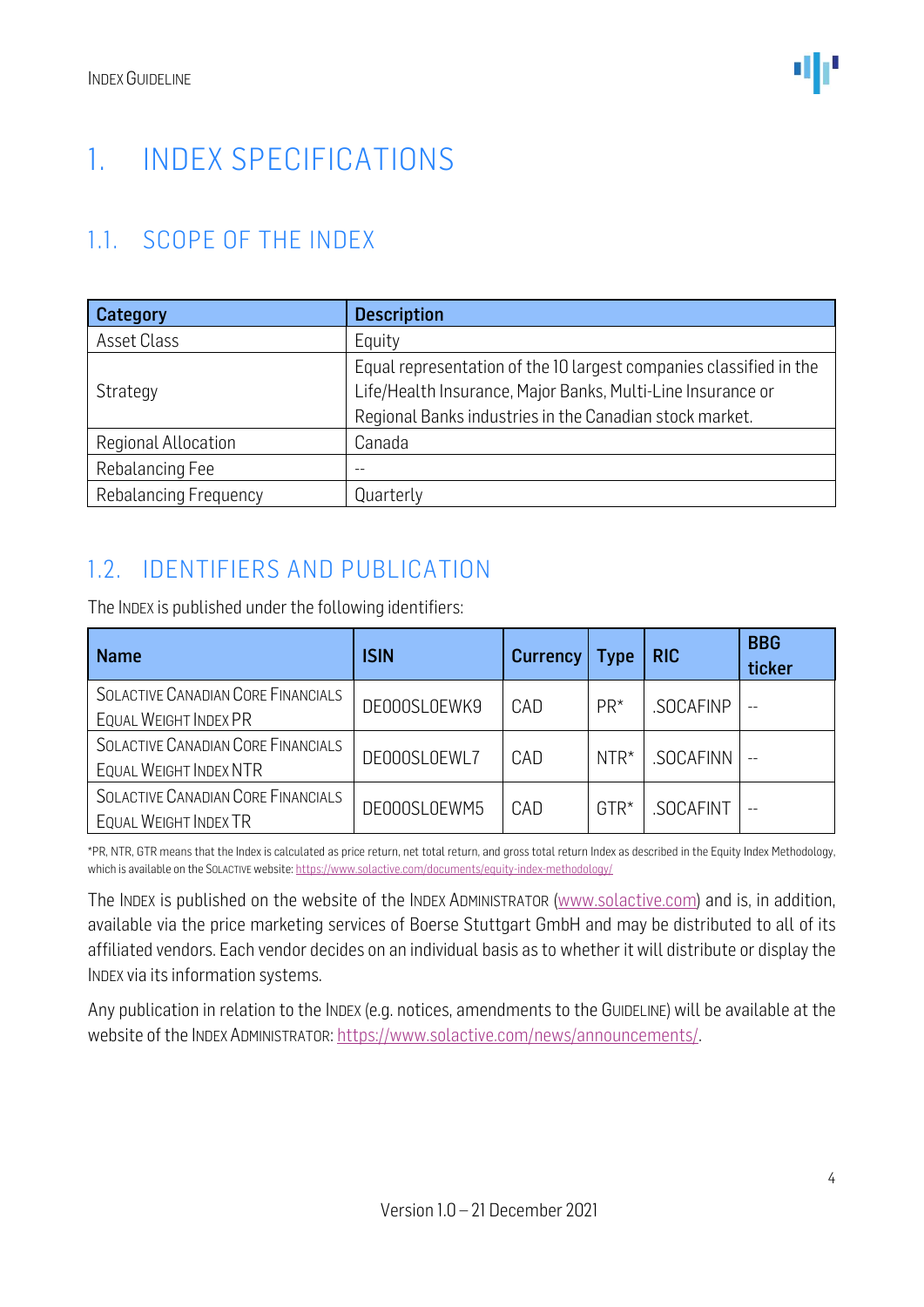# 1. INDEX SPECIFICATIONS

## 1.1. SCOPE OF THE INDEX

| Category | Description |
|---|---|
| Asset Class | Equity |
| Strategy | Equal representation of the 10 largest companies classified in the Life/Health Insurance, Major Banks, Multi-Line Insurance or Regional Banks industries in the Canadian stock market. |
| Regional Allocation | Canada |
| Rebalancing Fee | -- |
| Rebalancing Frequency | Quarterly |

## 1.2. IDENTIFIERS AND PUBLICATION

The INDEX is published under the following identifiers:

| Name | ISIN | Currency | Type | RIC | BBG ticker |
|---|---|---|---|---|---|
| SOLACTIVE CANADIAN CORE FINANCIALS EQUAL WEIGHT INDEX PR | DE000SL0EWK9 | CAD | PR* | .SOCAFINP | -- |
| SOLACTIVE CANADIAN CORE FINANCIALS EQUAL WEIGHT INDEX NTR | DE000SL0EWL7 | CAD | NTR* | .SOCAFINN | -- |
| SOLACTIVE CANADIAN CORE FINANCIALS EQUAL WEIGHT INDEX TR | DE000SL0EWM5 | CAD | GTR* | .SOCAFINT | -- |

*PR, NTR, GTR means that the Index is calculated as price return, net total return, and gross total return Index as described in the Equity Index Methodology, which is available on the SOLACTIVE website: https://www.solactive.com/documents/equity-index-methodology/

The INDEX is published on the website of the INDEX ADMINISTRATOR (www.solactive.com) and is, in addition, available via the price marketing services of Boerse Stuttgart GmbH and may be distributed to all of its affiliated vendors. Each vendor decides on an individual basis as to whether it will distribute or display the INDEX via its information systems.

Any publication in relation to the INDEX (e.g. notices, amendments to the GUIDELINE) will be available at the website of the INDEX ADMINISTRATOR: https://www.solactive.com/news/announcements/.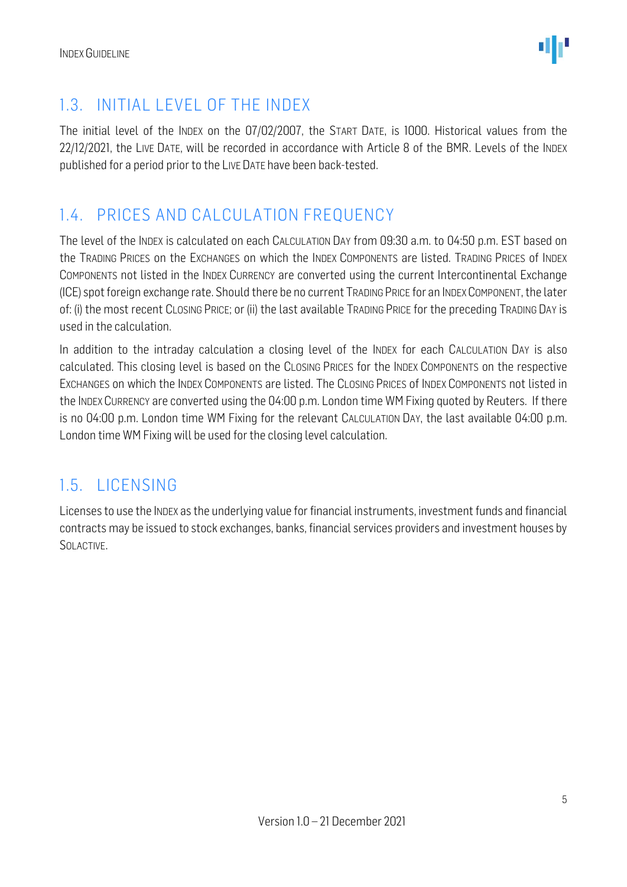## 1.3. INITIAL LEVEL OF THE INDEX

The initial level of the INDEX on the 07/02/2007, the START DATE, is 1000. Historical values from the 22/12/2021, the LIVE DATE, will be recorded in accordance with Article 8 of the BMR. Levels of the INDEX published for a period prior to the LIVE DATE have been back-tested.

## 1.4. PRICES AND CALCULATION FREQUENCY

The level of the INDEX is calculated on each CALCULATION DAY from 09:30 a.m. to 04:50 p.m. EST based on the TRADING PRICES on the EXCHANGES on which the INDEX COMPONENTS are listed. TRADING PRICES of INDEX COMPONENTS not listed in the INDEX CURRENCY are converted using the current Intercontinental Exchange (ICE) spot foreign exchange rate. Should there be no current TRADING PRICE for an INDEX COMPONENT, the later of: (i) the most recent CLOSING PRICE; or (ii) the last available TRADING PRICE for the preceding TRADING DAY is used in the calculation.

In addition to the intraday calculation a closing level of the INDEX for each CALCULATION DAY is also calculated. This closing level is based on the CLOSING PRICES for the INDEX COMPONENTS on the respective EXCHANGES on which the INDEX COMPONENTS are listed. The CLOSING PRICES of INDEX COMPONENTS not listed in the INDEX CURRENCY are converted using the 04:00 p.m. London time WM Fixing quoted by Reuters. If there is no 04:00 p.m. London time WM Fixing for the relevant CALCULATION DAY, the last available 04:00 p.m. London time WM Fixing will be used for the closing level calculation.

## 1.5. LICENSING

Licenses to use the INDEX as the underlying value for financial instruments, investment funds and financial contracts may be issued to stock exchanges, banks, financial services providers and investment houses by SOLACTIVE.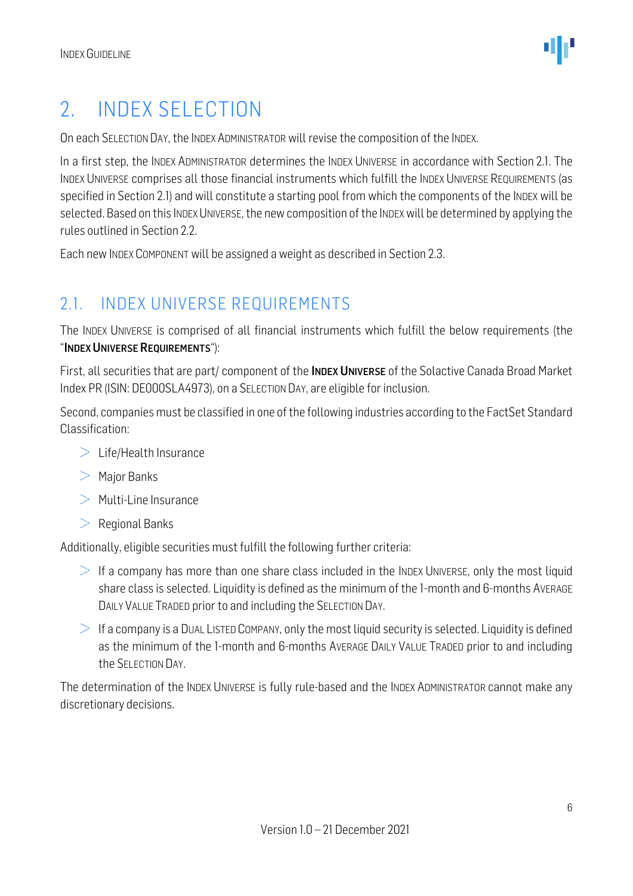# 2. INDEX SELECTION

On each SELECTION DAY, the INDEX ADMINISTRATOR will revise the composition of the INDEX.

In a first step, the INDEX ADMINISTRATOR determines the INDEX UNIVERSE in accordance with Section 2.1. The INDEX UNIVERSE comprises all those financial instruments which fulfill the INDEX UNIVERSE REQUIREMENTS (as specified in Section 2.1) and will constitute a starting pool from which the components of the INDEX will be selected. Based on this INDEX UNIVERSE, the new composition of the INDEX will be determined by applying the rules outlined in Section 2.2.

Each new INDEX COMPONENT will be assigned a weight as described in Section 2.3.

## 2.1. INDEX UNIVERSE REQUIREMENTS

The INDEX UNIVERSE is comprised of all financial instruments which fulfill the below requirements (the "**INDEX UNIVERSE REQUIREMENTS**"):

First, all securities that are part/ component of the **INDEX UNIVERSE** of the Solactive Canada Broad Market Index PR (ISIN: DE000SLA4973), on a SELECTION DAY, are eligible for inclusion.

Second, companies must be classified in one of the following industries according to the FactSet Standard Classification:

- Life/Health Insurance
- Major Banks
- Multi-Line Insurance
- Regional Banks

Additionally, eligible securities must fulfill the following further criteria:

- If a company has more than one share class included in the INDEX UNIVERSE, only the most liquid share class is selected. Liquidity is defined as the minimum of the 1-month and 6-months AVERAGE DAILY VALUE TRADED prior to and including the SELECTION DAY.
- If a company is a DUAL LISTED COMPANY, only the most liquid security is selected. Liquidity is defined as the minimum of the 1-month and 6-months AVERAGE DAILY VALUE TRADED prior to and including the SELECTION DAY.

The determination of the INDEX UNIVERSE is fully rule-based and the INDEX ADMINISTRATOR cannot make any discretionary decisions.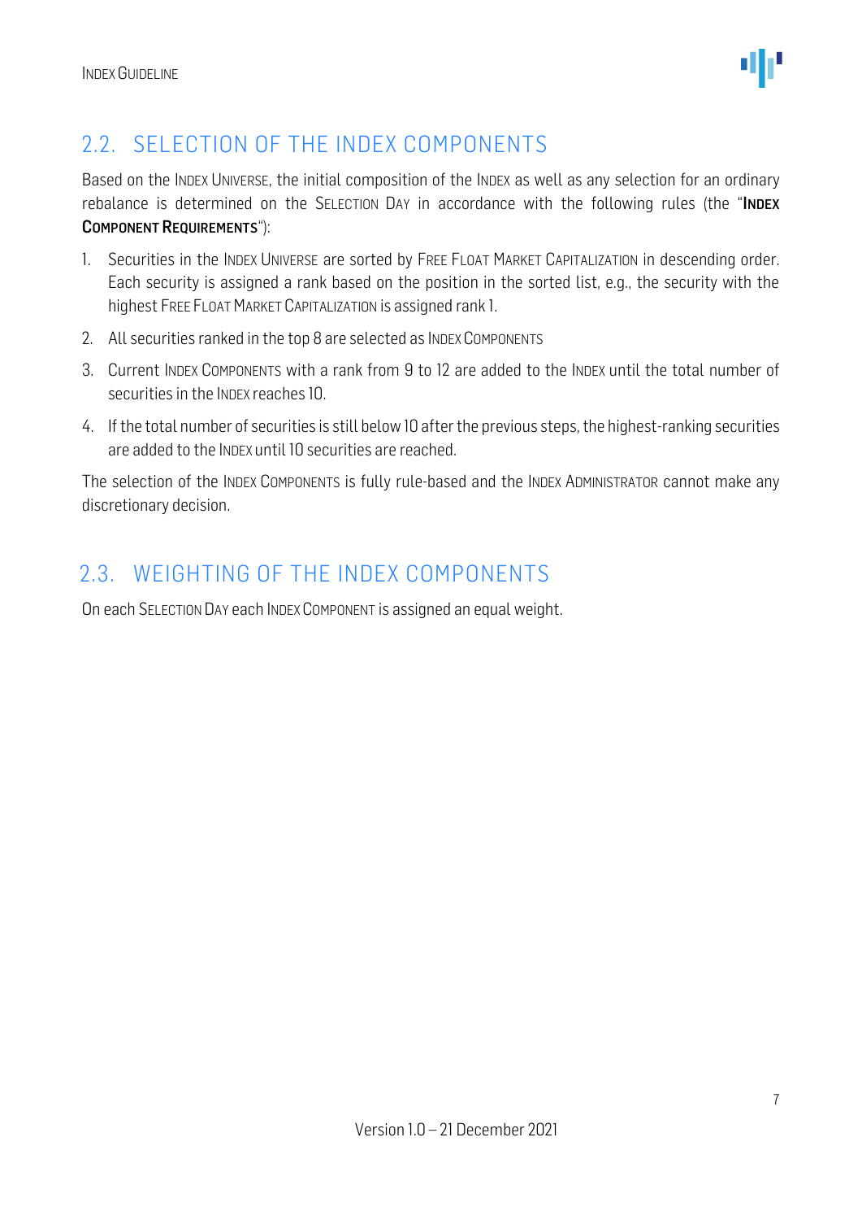## 2.2. SELECTION OF THE INDEX COMPONENTS

Based on the INDEX UNIVERSE, the initial composition of the INDEX as well as any selection for an ordinary rebalance is determined on the SELECTION DAY in accordance with the following rules (the "**INDEX COMPONENT REQUIREMENTS**"):

1. Securities in the INDEX UNIVERSE are sorted by FREE FLOAT MARKET CAPITALIZATION in descending order. Each security is assigned a rank based on the position in the sorted list, e.g., the security with the highest FREE FLOAT MARKET CAPITALIZATION is assigned rank 1.
2. All securities ranked in the top 8 are selected as INDEX COMPONENTS
3. Current INDEX COMPONENTS with a rank from 9 to 12 are added to the INDEX until the total number of securities in the INDEX reaches 10.
4. If the total number of securities is still below 10 after the previous steps, the highest-ranking securities are added to the INDEX until 10 securities are reached.

The selection of the INDEX COMPONENTS is fully rule-based and the INDEX ADMINISTRATOR cannot make any discretionary decision.

## 2.3. WEIGHTING OF THE INDEX COMPONENTS

On each SELECTION DAY each INDEX COMPONENT is assigned an equal weight.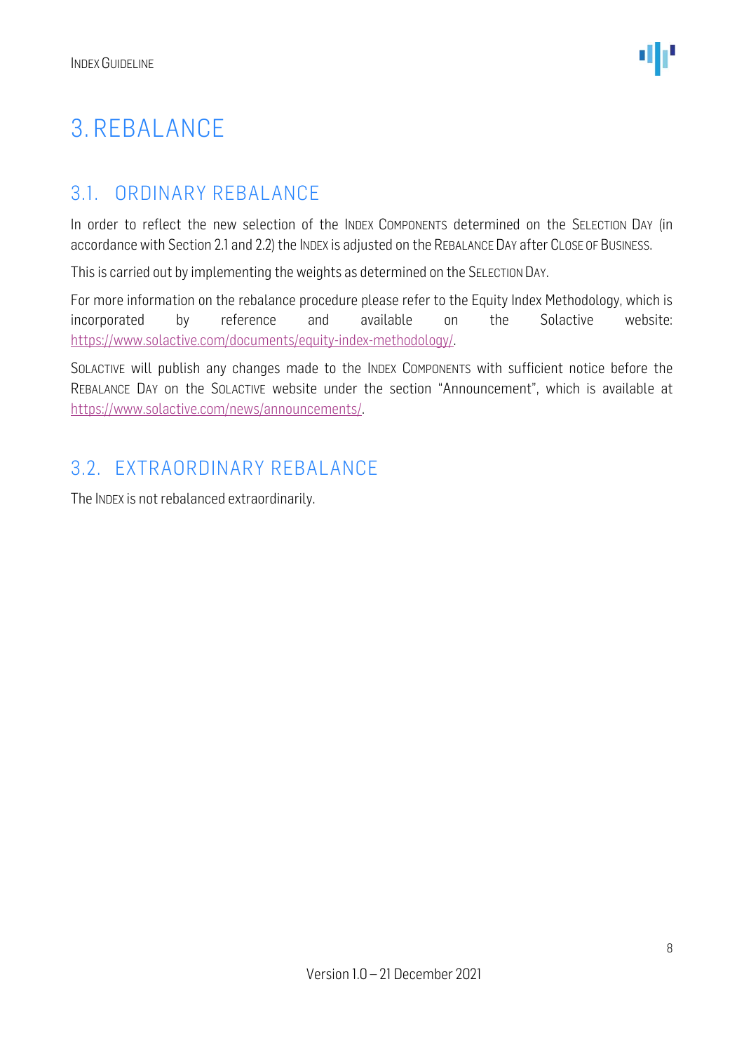# 3. REBALANCE

## 3.1. ORDINARY REBALANCE

In order to reflect the new selection of the INDEX COMPONENTS determined on the SELECTION DAY (in accordance with Section 2.1 and 2.2) the INDEX is adjusted on the REBALANCE DAY after CLOSE OF BUSINESS.

This is carried out by implementing the weights as determined on the SELECTION DAY.

For more information on the rebalance procedure please refer to the Equity Index Methodology, which is incorporated by reference and available on the Solactive website: https://www.solactive.com/documents/equity-index-methodology/.

SOLACTIVE will publish any changes made to the INDEX COMPONENTS with sufficient notice before the REBALANCE DAY on the SOLACTIVE website under the section "Announcement", which is available at https://www.solactive.com/news/announcements/.

## 3.2. EXTRAORDINARY REBALANCE

The INDEX is not rebalanced extraordinarily.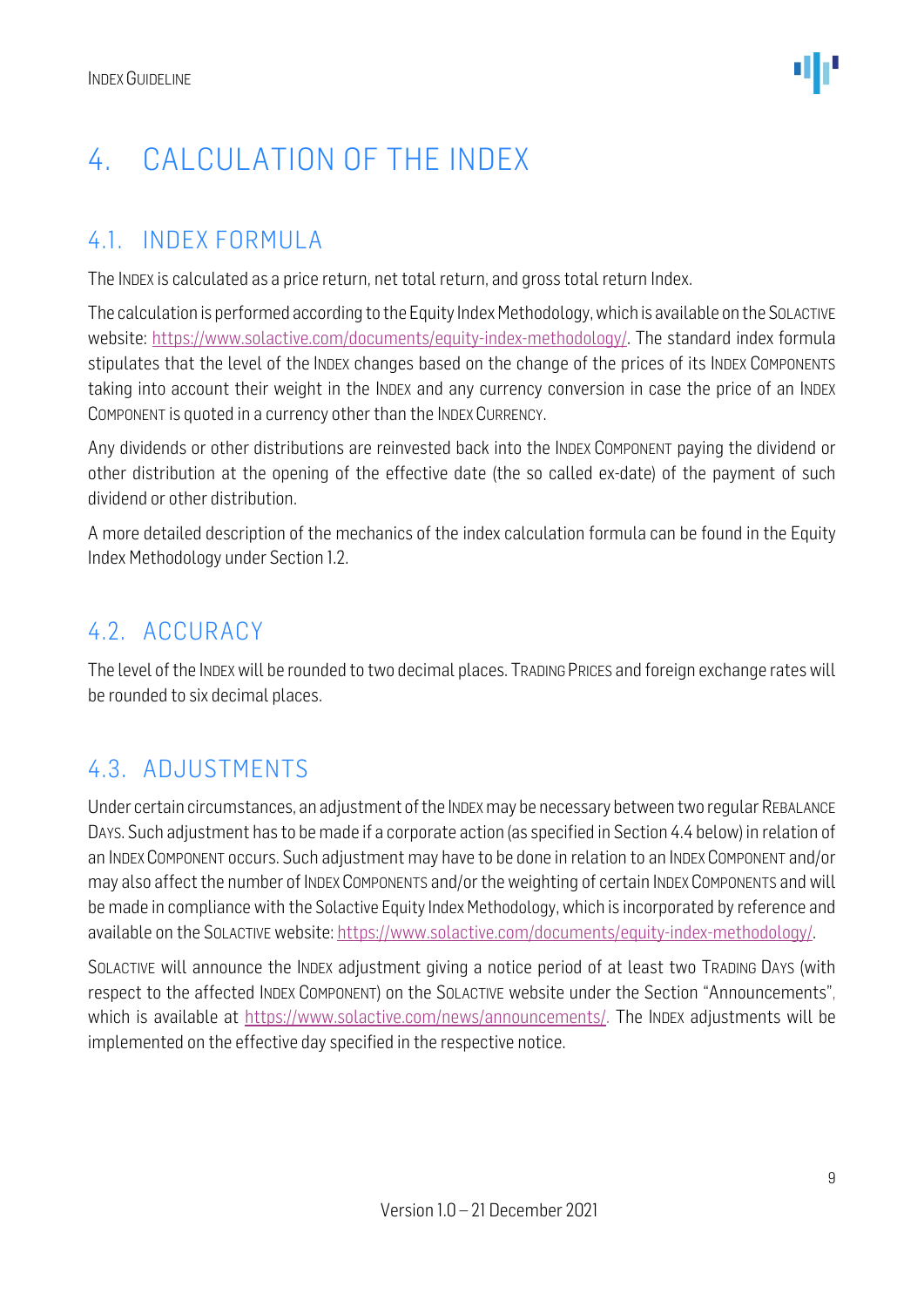# 4. CALCULATION OF THE INDEX

## 4.1. INDEX FORMULA

The INDEX is calculated as a price return, net total return, and gross total return Index.

The calculation is performed according to the Equity Index Methodology, which is available on the SOLACTIVE website: [https://www.solactive.com/documents/equity-index-methodology/](https://www.solactive.com/documents/equity-index-methodology/). The standard index formula stipulates that the level of the INDEX changes based on the change of the prices of its INDEX COMPONENTS taking into account their weight in the INDEX and any currency conversion in case the price of an INDEX COMPONENT is quoted in a currency other than the INDEX CURRENCY.

Any dividends or other distributions are reinvested back into the INDEX COMPONENT paying the dividend or other distribution at the opening of the effective date (the so called ex-date) of the payment of such dividend or other distribution.

A more detailed description of the mechanics of the index calculation formula can be found in the Equity Index Methodology under Section 1.2.

## 4.2. ACCURACY

The level of the INDEX will be rounded to two decimal places. TRADING PRICES and foreign exchange rates will be rounded to six decimal places.

## 4.3. ADJUSTMENTS

Under certain circumstances, an adjustment of the INDEX may be necessary between two regular REBALANCE DAYS. Such adjustment has to be made if a corporate action (as specified in Section 4.4 below) in relation of an INDEX COMPONENT occurs. Such adjustment may have to be done in relation to an INDEX COMPONENT and/or may also affect the number of INDEX COMPONENTS and/or the weighting of certain INDEX COMPONENTS and will be made in compliance with the Solactive Equity Index Methodology, which is incorporated by reference and available on the SOLACTIVE website: [https://www.solactive.com/documents/equity-index-methodology/](https://www.solactive.com/documents/equity-index-methodology/).

SOLACTIVE will announce the INDEX adjustment giving a notice period of at least two TRADING DAYS (with respect to the affected INDEX COMPONENT) on the SOLACTIVE website under the Section "Announcements", which is available at [https://www.solactive.com/news/announcements/](https://www.solactive.com/news/announcements/). The INDEX adjustments will be implemented on the effective day specified in the respective notice.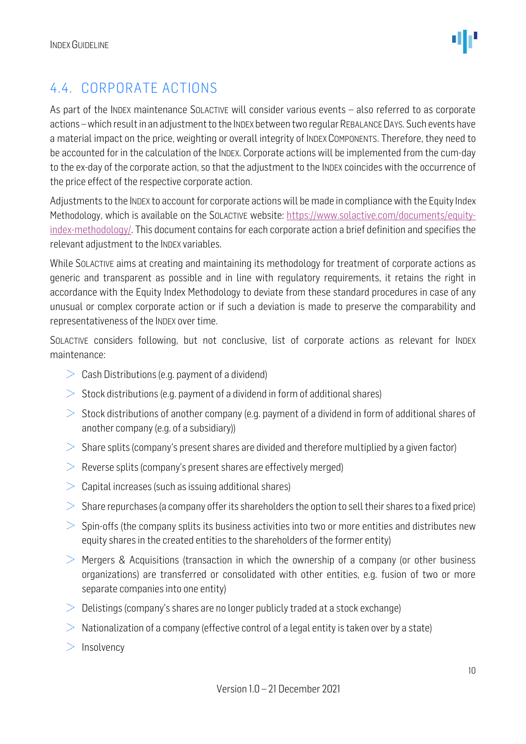## 4.4. CORPORATE ACTIONS

As part of the INDEX maintenance SOLACTIVE will consider various events – also referred to as corporate actions – which result in an adjustment to the INDEX between two regular REBALANCE DAYS. Such events have a material impact on the price, weighting or overall integrity of INDEX COMPONENTS. Therefore, they need to be accounted for in the calculation of the INDEX. Corporate actions will be implemented from the cum-day to the ex-day of the corporate action, so that the adjustment to the INDEX coincides with the occurrence of the price effect of the respective corporate action.

Adjustments to the INDEX to account for corporate actions will be made in compliance with the Equity Index Methodology, which is available on the SOLACTIVE website: https://www.solactive.com/documents/equity-index-methodology/. This document contains for each corporate action a brief definition and specifies the relevant adjustment to the INDEX variables.

While SOLACTIVE aims at creating and maintaining its methodology for treatment of corporate actions as generic and transparent as possible and in line with regulatory requirements, it retains the right in accordance with the Equity Index Methodology to deviate from these standard procedures in case of any unusual or complex corporate action or if such a deviation is made to preserve the comparability and representativeness of the INDEX over time.

SOLACTIVE considers following, but not conclusive, list of corporate actions as relevant for INDEX maintenance:

- Cash Distributions (e.g. payment of a dividend)
- Stock distributions (e.g. payment of a dividend in form of additional shares)
- Stock distributions of another company (e.g. payment of a dividend in form of additional shares of another company (e.g. of a subsidiary))
- Share splits (company's present shares are divided and therefore multiplied by a given factor)
- Reverse splits (company's present shares are effectively merged)
- Capital increases (such as issuing additional shares)
- Share repurchases (a company offer its shareholders the option to sell their shares to a fixed price)
- Spin-offs (the company splits its business activities into two or more entities and distributes new equity shares in the created entities to the shareholders of the former entity)
- Mergers & Acquisitions (transaction in which the ownership of a company (or other business organizations) are transferred or consolidated with other entities, e.g. fusion of two or more separate companies into one entity)
- Delistings (company's shares are no longer publicly traded at a stock exchange)
- Nationalization of a company (effective control of a legal entity is taken over by a state)
- Insolvency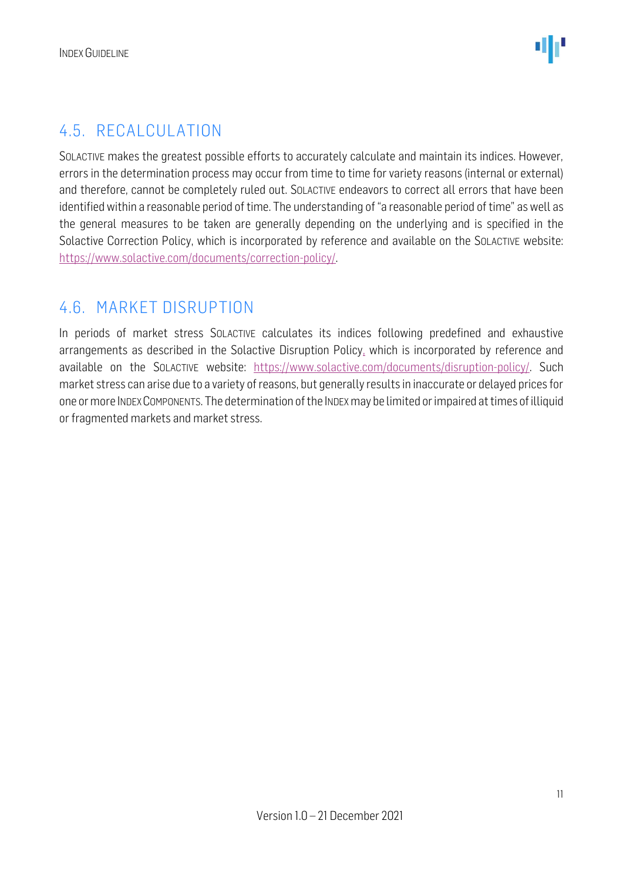## 4.5. RECALCULATION

SOLACTIVE makes the greatest possible efforts to accurately calculate and maintain its indices. However, errors in the determination process may occur from time to time for variety reasons (internal or external) and therefore, cannot be completely ruled out. SOLACTIVE endeavors to correct all errors that have been identified within a reasonable period of time. The understanding of "a reasonable period of time" as well as the general measures to be taken are generally depending on the underlying and is specified in the Solactive Correction Policy, which is incorporated by reference and available on the SOLACTIVE website: https://www.solactive.com/documents/correction-policy/.

## 4.6. MARKET DISRUPTION

In periods of market stress SOLACTIVE calculates its indices following predefined and exhaustive arrangements as described in the Solactive Disruption Policy, which is incorporated by reference and available on the SOLACTIVE website: https://www.solactive.com/documents/disruption-policy/. Such market stress can arise due to a variety of reasons, but generally results in inaccurate or delayed prices for one or more INDEX COMPONENTS. The determination of the INDEX may be limited or impaired at times of illiquid or fragmented markets and market stress.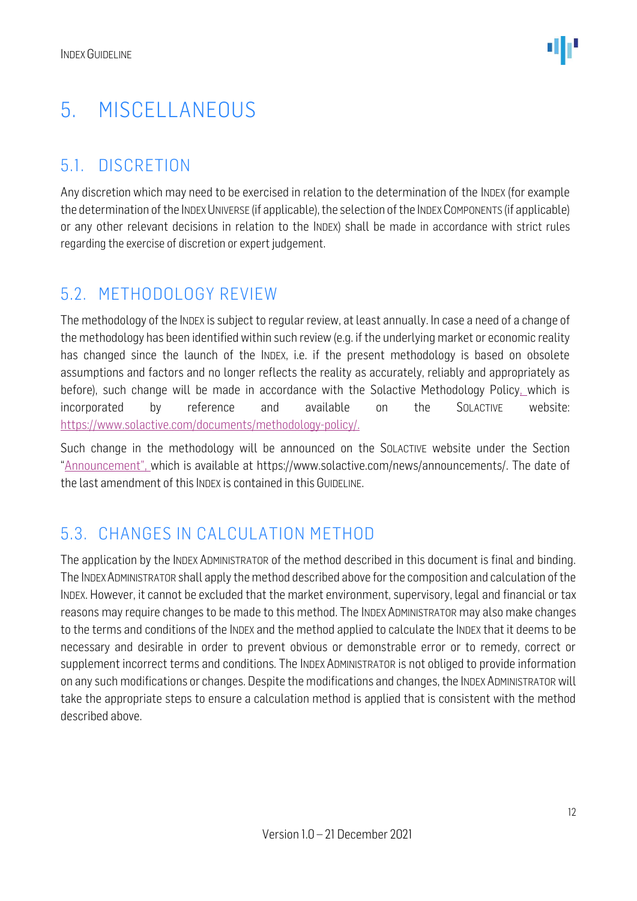# 5. MISCELLANEOUS

## 5.1. DISCRETION

Any discretion which may need to be exercised in relation to the determination of the INDEX (for example the determination of the INDEX UNIVERSE (if applicable), the selection of the INDEX COMPONENTS (if applicable) or any other relevant decisions in relation to the INDEX) shall be made in accordance with strict rules regarding the exercise of discretion or expert judgement.

## 5.2. METHODOLOGY REVIEW

The methodology of the INDEX is subject to regular review, at least annually. In case a need of a change of the methodology has been identified within such review (e.g. if the underlying market or economic reality has changed since the launch of the INDEX, i.e. if the present methodology is based on obsolete assumptions and factors and no longer reflects the reality as accurately, reliably and appropriately as before), such change will be made in accordance with the Solactive Methodology Policy, which is incorporated by reference and available on the SOLACTIVE website: https://www.solactive.com/documents/methodology-policy/.

Such change in the methodology will be announced on the SOLACTIVE website under the Section "Announcement", which is available at https://www.solactive.com/news/announcements/. The date of the last amendment of this INDEX is contained in this GUIDELINE.

## 5.3. CHANGES IN CALCULATION METHOD

The application by the INDEX ADMINISTRATOR of the method described in this document is final and binding. The INDEX ADMINISTRATOR shall apply the method described above for the composition and calculation of the INDEX. However, it cannot be excluded that the market environment, supervisory, legal and financial or tax reasons may require changes to be made to this method. The INDEX ADMINISTRATOR may also make changes to the terms and conditions of the INDEX and the method applied to calculate the INDEX that it deems to be necessary and desirable in order to prevent obvious or demonstrable error or to remedy, correct or supplement incorrect terms and conditions. The INDEX ADMINISTRATOR is not obliged to provide information on any such modifications or changes. Despite the modifications and changes, the INDEX ADMINISTRATOR will take the appropriate steps to ensure a calculation method is applied that is consistent with the method described above.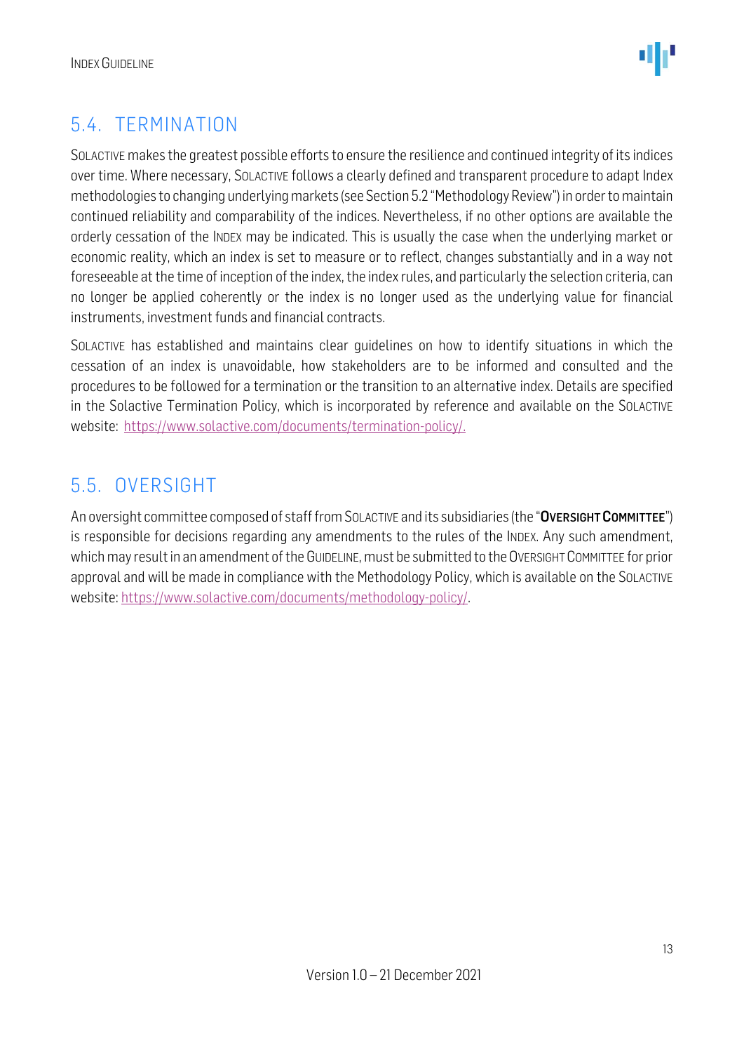## 5.4. TERMINATION

SOLACTIVE makes the greatest possible efforts to ensure the resilience and continued integrity of its indices over time. Where necessary, SOLACTIVE follows a clearly defined and transparent procedure to adapt Index methodologies to changing underlying markets (see Section 5.2 "Methodology Review") in order to maintain continued reliability and comparability of the indices. Nevertheless, if no other options are available the orderly cessation of the INDEX may be indicated. This is usually the case when the underlying market or economic reality, which an index is set to measure or to reflect, changes substantially and in a way not foreseeable at the time of inception of the index, the index rules, and particularly the selection criteria, can no longer be applied coherently or the index is no longer used as the underlying value for financial instruments, investment funds and financial contracts.

SOLACTIVE has established and maintains clear guidelines on how to identify situations in which the cessation of an index is unavoidable, how stakeholders are to be informed and consulted and the procedures to be followed for a termination or the transition to an alternative index. Details are specified in the Solactive Termination Policy, which is incorporated by reference and available on the SOLACTIVE website: https://www.solactive.com/documents/termination-policy/.

## 5.5. OVERSIGHT

An oversight committee composed of staff from SOLACTIVE and its subsidiaries (the "**OVERSIGHT COMMITTEE**") is responsible for decisions regarding any amendments to the rules of the INDEX. Any such amendment, which may result in an amendment of the GUIDELINE, must be submitted to the OVERSIGHT COMMITTEE for prior approval and will be made in compliance with the Methodology Policy, which is available on the SOLACTIVE website: https://www.solactive.com/documents/methodology-policy/.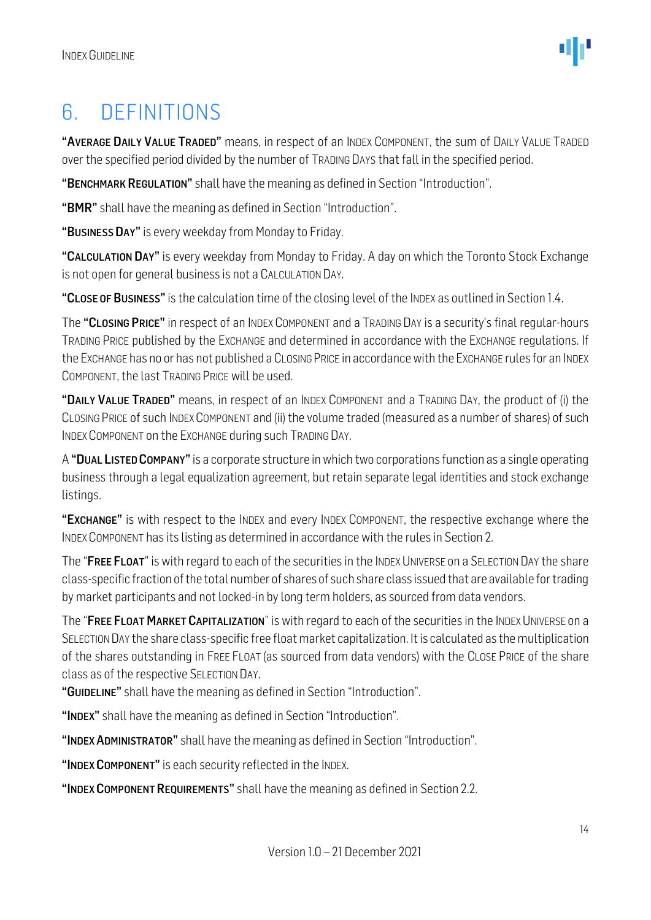# 6. DEFINITIONS

**"AVERAGE DAILY VALUE TRADED"** means, in respect of an INDEX COMPONENT, the sum of DAILY VALUE TRADED over the specified period divided by the number of TRADING DAYS that fall in the specified period.

**"BENCHMARK REGULATION"** shall have the meaning as defined in Section "Introduction".

**"BMR"** shall have the meaning as defined in Section "Introduction".

**"BUSINESS DAY"** is every weekday from Monday to Friday.

**"CALCULATION DAY"** is every weekday from Monday to Friday. A day on which the Toronto Stock Exchange is not open for general business is not a CALCULATION DAY.

**"CLOSE OF BUSINESS"** is the calculation time of the closing level of the INDEX as outlined in Section 1.4.

The **"CLOSING PRICE"** in respect of an INDEX COMPONENT and a TRADING DAY is a security's final regular-hours TRADING PRICE published by the EXCHANGE and determined in accordance with the EXCHANGE regulations. If the EXCHANGE has no or has not published a CLOSING PRICE in accordance with the EXCHANGE rules for an INDEX COMPONENT, the last TRADING PRICE will be used.

**"DAILY VALUE TRADED"** means, in respect of an INDEX COMPONENT and a TRADING DAY, the product of (i) the CLOSING PRICE of such INDEX COMPONENT and (ii) the volume traded (measured as a number of shares) of such INDEX COMPONENT on the EXCHANGE during such TRADING DAY.

A **"DUAL LISTED COMPANY"** is a corporate structure in which two corporations function as a single operating business through a legal equalization agreement, but retain separate legal identities and stock exchange listings.

**"EXCHANGE"** is with respect to the INDEX and every INDEX COMPONENT, the respective exchange where the INDEX COMPONENT has its listing as determined in accordance with the rules in Section 2.

The "**FREE FLOAT**" is with regard to each of the securities in the INDEX UNIVERSE on a SELECTION DAY the share class-specific fraction of the total number of shares of such share class issued that are available for trading by market participants and not locked-in by long term holders, as sourced from data vendors.

The "**FREE FLOAT MARKET CAPITALIZATION**" is with regard to each of the securities in the INDEX UNIVERSE on a SELECTION DAY the share class-specific free float market capitalization. It is calculated as the multiplication of the shares outstanding in FREE FLOAT (as sourced from data vendors) with the CLOSE PRICE of the share class as of the respective SELECTION DAY.

**"GUIDELINE"** shall have the meaning as defined in Section "Introduction".

**"INDEX"** shall have the meaning as defined in Section "Introduction".

**"INDEX ADMINISTRATOR"** shall have the meaning as defined in Section "Introduction".

**"INDEX COMPONENT"** is each security reflected in the INDEX.

**"INDEX COMPONENT REQUIREMENTS"** shall have the meaning as defined in Section 2.2.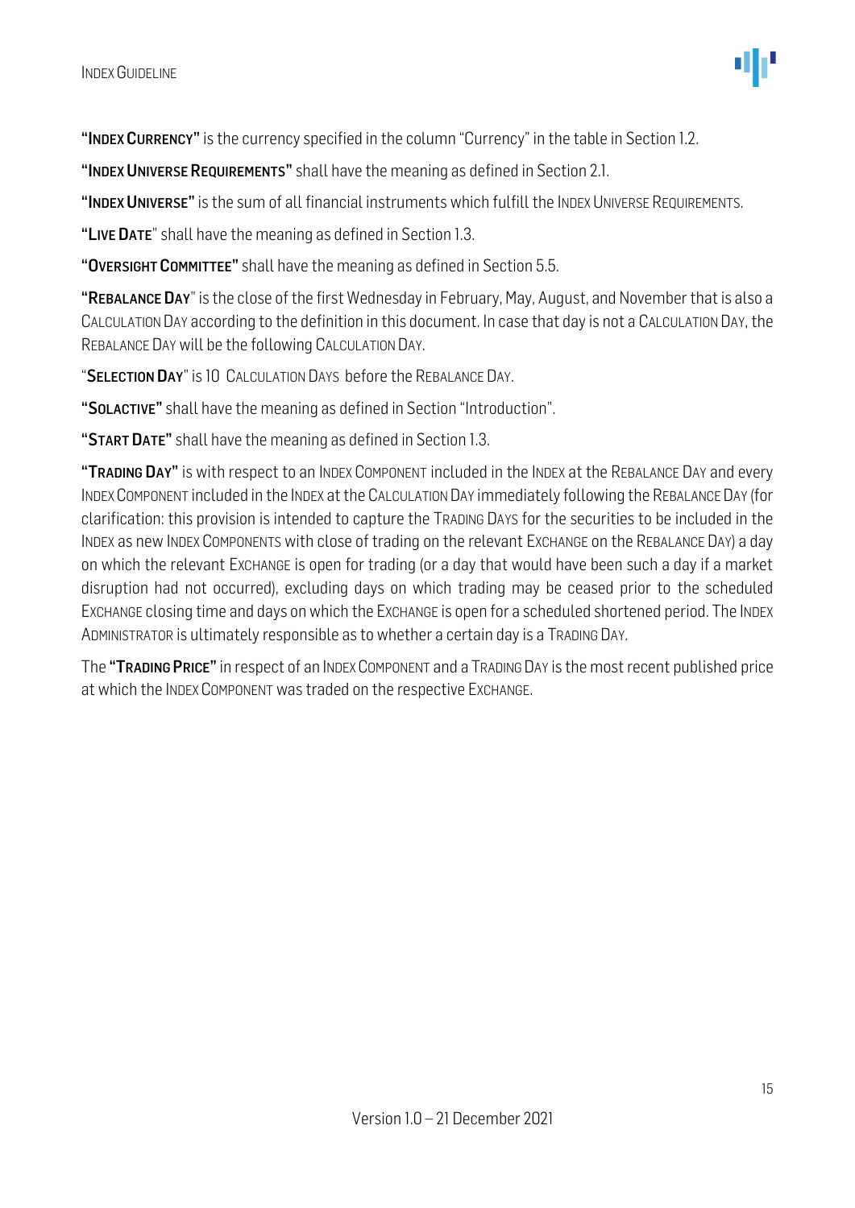"**INDEX CURRENCY**" is the currency specified in the column "Currency" in the table in Section 1.2.

"**INDEX UNIVERSE REQUIREMENTS**" shall have the meaning as defined in Section 2.1.

"**INDEX UNIVERSE**" is the sum of all financial instruments which fulfill the INDEX UNIVERSE REQUIREMENTS.

"**LIVE DATE**" shall have the meaning as defined in Section 1.3.

"**OVERSIGHT COMMITTEE**" shall have the meaning as defined in Section 5.5.

"**REBALANCE DAY**" is the close of the first Wednesday in February, May, August, and November that is also a CALCULATION DAY according to the definition in this document. In case that day is not a CALCULATION DAY, the REBALANCE DAY will be the following CALCULATION DAY.

"**SELECTION DAY**" is 10 CALCULATION DAYS before the REBALANCE DAY.

"**SOLACTIVE**" shall have the meaning as defined in Section "Introduction".

"**START DATE**" shall have the meaning as defined in Section 1.3.

"**TRADING DAY**" is with respect to an INDEX COMPONENT included in the INDEX at the REBALANCE DAY and every INDEX COMPONENT included in the INDEX at the CALCULATION DAY immediately following the REBALANCE DAY (for clarification: this provision is intended to capture the TRADING DAYS for the securities to be included in the INDEX as new INDEX COMPONENTS with close of trading on the relevant EXCHANGE on the REBALANCE DAY) a day on which the relevant EXCHANGE is open for trading (or a day that would have been such a day if a market disruption had not occurred), excluding days on which trading may be ceased prior to the scheduled EXCHANGE closing time and days on which the EXCHANGE is open for a scheduled shortened period. The INDEX ADMINISTRATOR is ultimately responsible as to whether a certain day is a TRADING DAY.

The "**TRADING PRICE**" in respect of an INDEX COMPONENT and a TRADING DAY is the most recent published price at which the INDEX COMPONENT was traded on the respective EXCHANGE.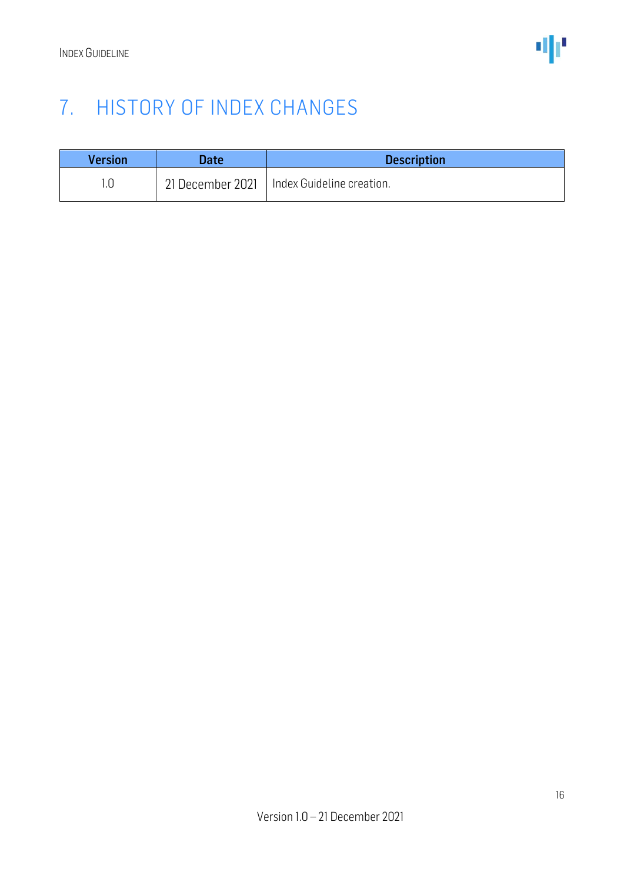# 7. HISTORY OF INDEX CHANGES

| Version | Date | Description |
| --- | --- | --- |
| 1.0 | 21 December 2021 | Index Guideline creation. |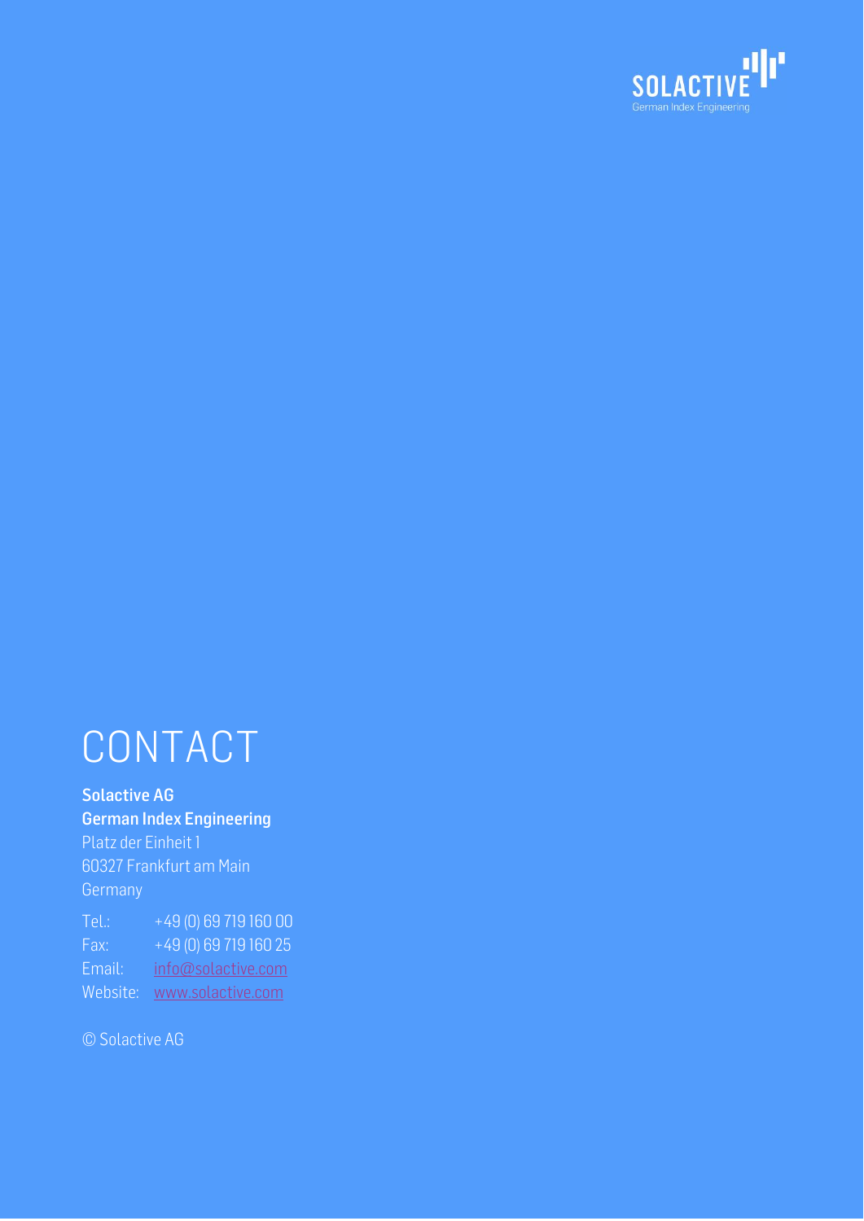# CONTACT

**Solactive AG**
**German Index Engineering**
Platz der Einheit 1
60327 Frankfurt am Main
Germany

| | |
|---|---|
| Tel.: | +49 (0) 69 719 160 00 |
| Fax: | +49 (0) 69 719 160 25 |
| Email: | info@solactive.com |
| Website: | www.solactive.com |

© Solactive AG